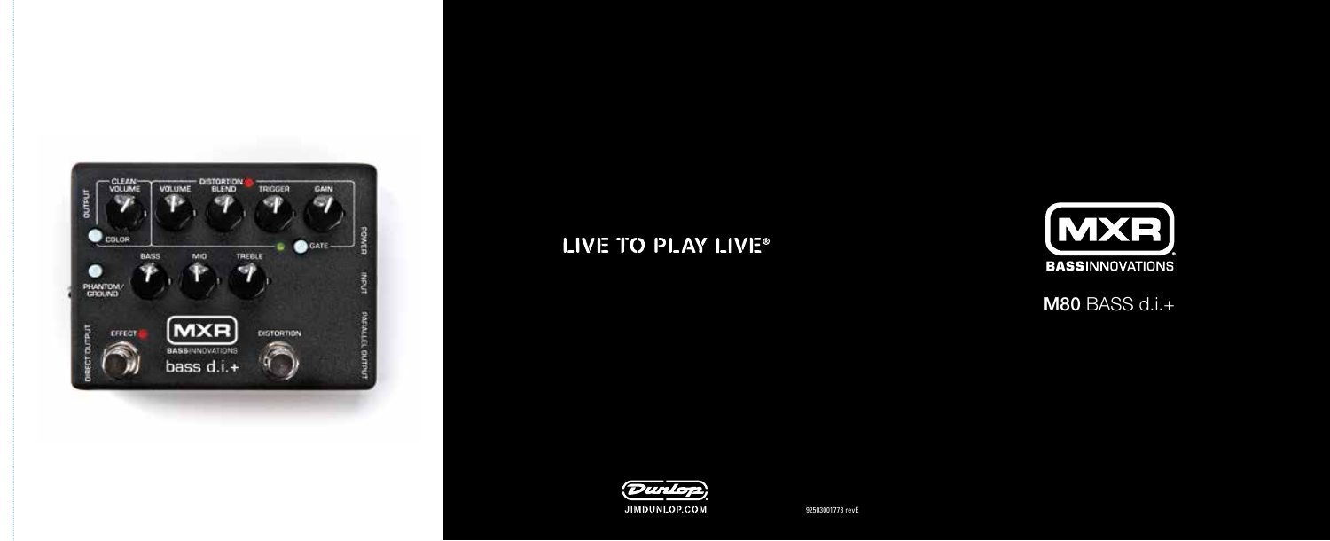LIVE TO PLAY LIVE®

MXR

BASSINNOVATIONS

# M80 BASS d.i.+

Dunlop

JIMDUNLOP.COM

92503001773 revE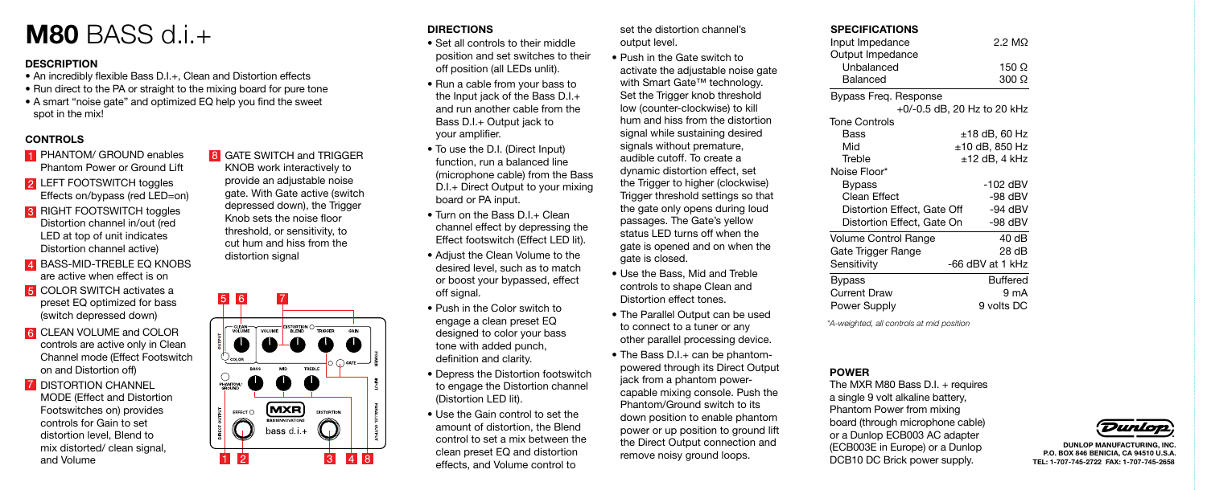# M80 BASS d.i.+

## DESCRIPTION

- An incredibly flexible Bass D.I.+, Clean and Distortion effects
- Run direct to the PA or straight to the mixing board for pure tone
- A smart "noise gate" and optimized EQ help you find the sweet spot in the mix!

## CONTROLS

1. PHANTOM/ GROUND enables Phantom Power or Ground Lift
2. LEFT FOOTSWITCH toggles Effects on/bypass (red LED=on)
3. RIGHT FOOTSWITCH toggles Distortion channel in/out (red LED at top of unit indicates Distortion channel active)
4. BASS-MID-TREBLE EQ KNOBS are active when effect is on
5. COLOR SWITCH activates a preset EQ optimized for bass (switch depressed down)
6. CLEAN VOLUME and COLOR controls are active only in Clean Channel mode (Effect Footswitch on and Distortion off)
7. DISTORTION CHANNEL MODE (Effect and Distortion Footswitches on) provides controls for Gain to set distortion level, Blend to mix distorted/ clean signal, and Volume
8. GATE SWITCH and TRIGGER KNOB work interactively to provide an adjustable noise gate. With Gate active (switch depressed down), the Trigger Knob sets the noise floor threshold, or sensitivity, to cut hum and hiss from the distortion signal

5 6 7

OUTPUT
CLEAN VOLUME
COLOR
DISTORTION
VOLUME
BLEND
TRIGGER
GAIN
GATE
POWER
BASS
MID
TREBLE
PHANTOM/ GROUND
INPUT
EFFECT
MXR BASS INNOVATIONS
bass d.i.+
DISTORTION
DIRECT OUTPUT
PARALLEL OUTPUT

1 2 3 4 8

## DIRECTIONS

- Set all controls to their middle position and set switches to their off position (all LEDs unlit).
- Run a cable from your bass to the Input jack of the Bass D.I.+ and run another cable from the Bass D.I.+ Output jack to your amplifier.
- To use the D.I. (Direct Input) function, run a balanced line (microphone cable) from the Bass D.I.+ Direct Output to your mixing board or PA input.
- Turn on the Bass D.I.+ Clean channel effect by depressing the Effect footswitch (Effect LED lit).
- Adjust the Clean Volume to the desired level, such as to match or boost your bypassed, effect off signal.
- Push in the Color switch to engage a clean preset EQ designed to color your bass tone with added punch, definition and clarity.
- Depress the Distortion footswitch to engage the Distortion channel (Distortion LED lit).
- Use the Gain control to set the amount of distortion, the Blend control to set a mix between the clean preset EQ and distortion effects, and Volume control to set the distortion channel's output level.
- Push in the Gate switch to activate the adjustable noise gate with Smart Gate™ technology. Set the Trigger knob threshold low (counter-clockwise) to kill hum and hiss from the distortion signal while sustaining desired signals without premature, audible cutoff. To create a dynamic distortion effect, set the Trigger to higher (clockwise) Trigger threshold settings so that the gate only opens during loud passages. The Gate's yellow status LED turns off when the gate is opened and on when the gate is closed.
- Use the Bass, Mid and Treble controls to shape Clean and Distortion effect tones.
- The Parallel Output can be used to connect to a tuner or any other parallel processing device.
- The Bass D.I.+ can be phantom-powered through its Direct Output jack from a phantom power-capable mixing console. Push the Phantom/Ground switch to its down position to enable phantom power or up position to ground lift the Direct Output connection and remove noisy ground loops.

## SPECIFICATIONS

| | |
|---|---|
| Input Impedance | 2.2 MΩ |
| Output Impedance | |
| Unbalanced | 150 Ω |
| Balanced | 300 Ω |
| Bypass Freq. Response | +0/-0.5 dB, 20 Hz to 20 kHz |
| Tone Controls | |
| Bass | ±18 dB, 60 Hz |
| Mid | ±10 dB, 850 Hz |
| Treble | ±12 dB, 4 kHz |
| Noise Floor* | |
| Bypass | -102 dBV |
| Clean Effect | -98 dBV |
| Distortion Effect, Gate Off | -94 dBV |
| Distortion Effect, Gate On | -98 dBV |
| Volume Control Range | 40 dB |
| Gate Trigger Range | 28 dB |
| Sensitivity | -66 dBV at 1 kHz |
| Bypass | Buffered |
| Current Draw | 9 mA |
| Power Supply | 9 volts DC |

*A-weighted, all controls at mid position

## POWER

The MXR M80 Bass D.I. + requires a single 9 volt alkaline battery, Phantom Power from mixing board (through microphone cable) or a Dunlop ECB003 AC adapter (ECB003E in Europe) or a Dunlop DCB10 DC Brick power supply.

Dunlop

DUNLOP MANUFACTURING, INC.
P.O. BOX 846 BENICIA, CA 94510 U.S.A.
TEL: 1-707-745-2722 FAX: 1-707-745-2658